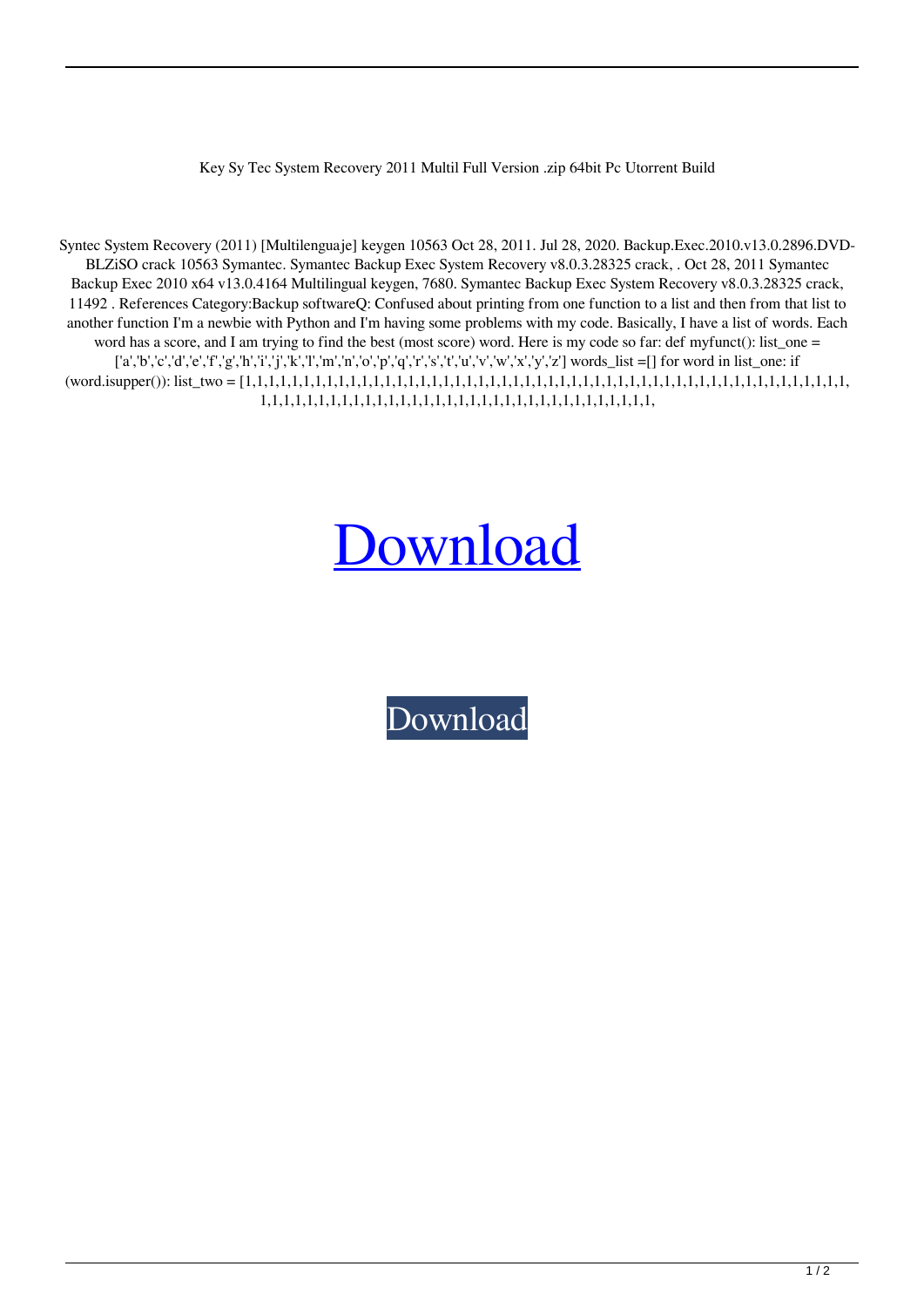Key Sy Tec System Recovery 2011 Multil Full Version .zip 64bit Pc Utorrent Build

Syntec System Recovery (2011) [Multilenguaje] keygen 10563 Oct 28, 2011. Jul 28, 2020. Backup.Exec.2010.v13.0.2896.DVD-BLZiSO crack 10563 Symantec. Symantec Backup Exec System Recovery v8.0.3.28325 crack, . Oct 28, 2011 Symantec Backup Exec 2010 x64 v13.0.4164 Multilingual keygen, 7680. Symantec Backup Exec System Recovery v8.0.3.28325 crack, 11492 . References Category:Backup softwareQ: Confused about printing from one function to a list and then from that list to another function I'm a newbie with Python and I'm having some problems with my code. Basically, I have a list of words. Each word has a score, and I am trying to find the best (most score) word. Here is my code so far: def myfunct(): list_one = ['a','b','c','d','e','f','g','h','i','j','k','l','m','n','o','p','q','r','s','t','u','v','w','x','y','z'] words_list =[] for word in list_one: if (word.isupper()): list_two = [1,1,1,1,1,1,1,1,1,1,1,1,1,1,1,1,1,1,1,1,1,1,1,1,1,1,1,1,1,1,1,1,1,1,1,1,1,1,1,1,1,1,1,1,1,1,1,1,1,1,1,1,1,1,1,1,1,1,1,1,1,1,1,1,1,1,1,1,1,1,1,1,1,1,1,1,1,1,1,1,1,1,1,1,1,1,1,1,1,1,1,1,1,1,1,1,1,1,1,1,1,

Download

Download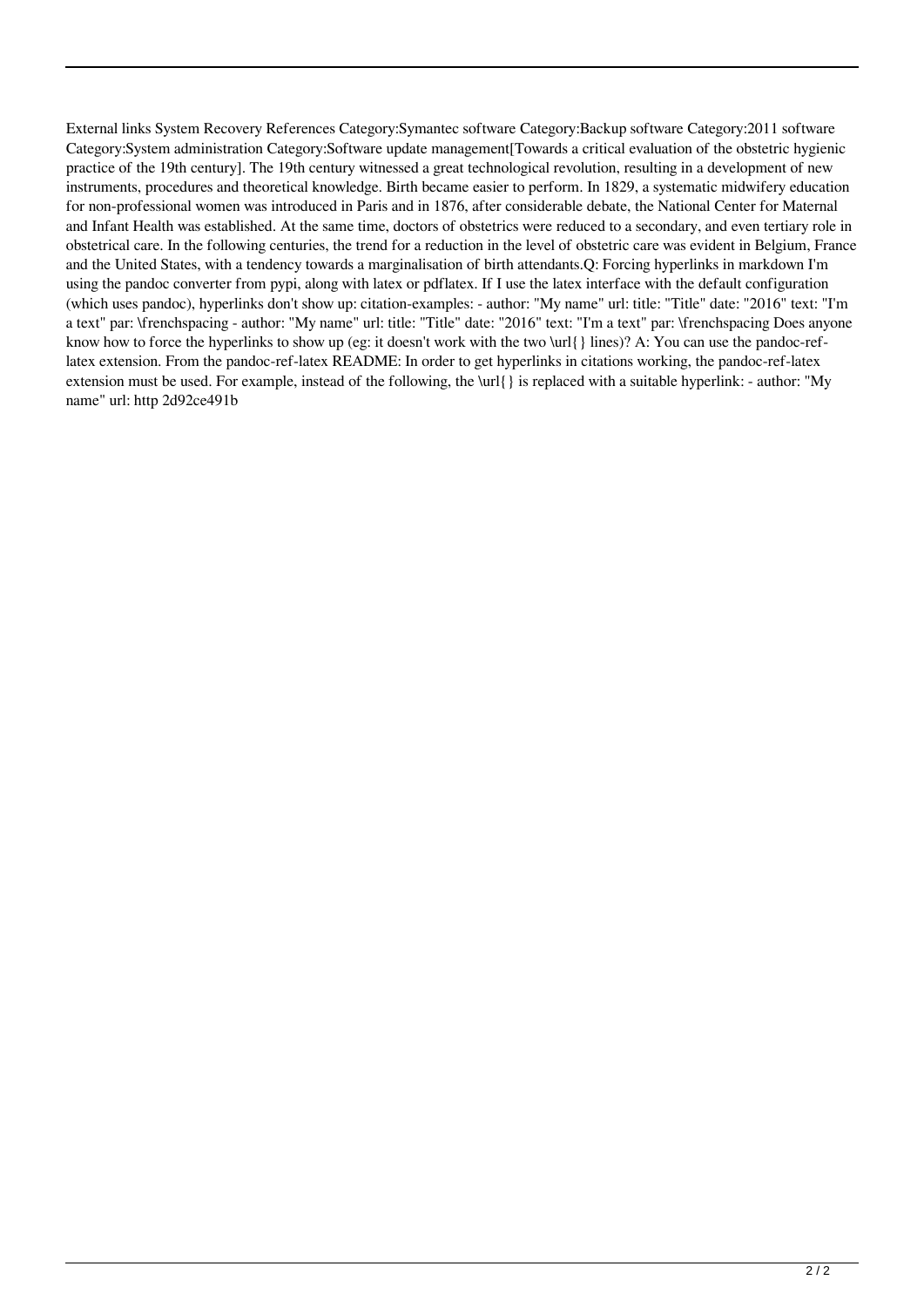External links System Recovery References Category:Symantec software Category:Backup software Category:2011 software Category:System administration Category:Software update management[Towards a critical evaluation of the obstetric hygienic practice of the 19th century]. The 19th century witnessed a great technological revolution, resulting in a development of new instruments, procedures and theoretical knowledge. Birth became easier to perform. In 1829, a systematic midwifery education for non-professional women was introduced in Paris and in 1876, after considerable debate, the National Center for Maternal and Infant Health was established. At the same time, doctors of obstetrics were reduced to a secondary, and even tertiary role in obstetrical care. In the following centuries, the trend for a reduction in the level of obstetric care was evident in Belgium, France and the United States, with a tendency towards a marginalisation of birth attendants.Q: Forcing hyperlinks in markdown I'm using the pandoc converter from pypi, along with latex or pdflatex. If I use the latex interface with the default configuration (which uses pandoc), hyperlinks don't show up: citation-examples: - author: "My name" url: title: "Title" date: "2016" text: "I'm a text" par: \frenchspacing - author: "My name" url: title: "Title" date: "2016" text: "I'm a text" par: \frenchspacing Does anyone know how to force the hyperlinks to show up (eg: it doesn't work with the two \url{} lines)? A: You can use the pandoc-ref-latex extension. From the pandoc-ref-latex README: In order to get hyperlinks in citations working, the pandoc-ref-latex extension must be used. For example, instead of the following, the \url{} is replaced with a suitable hyperlink: - author: "My name" url: http 2d92ce491b